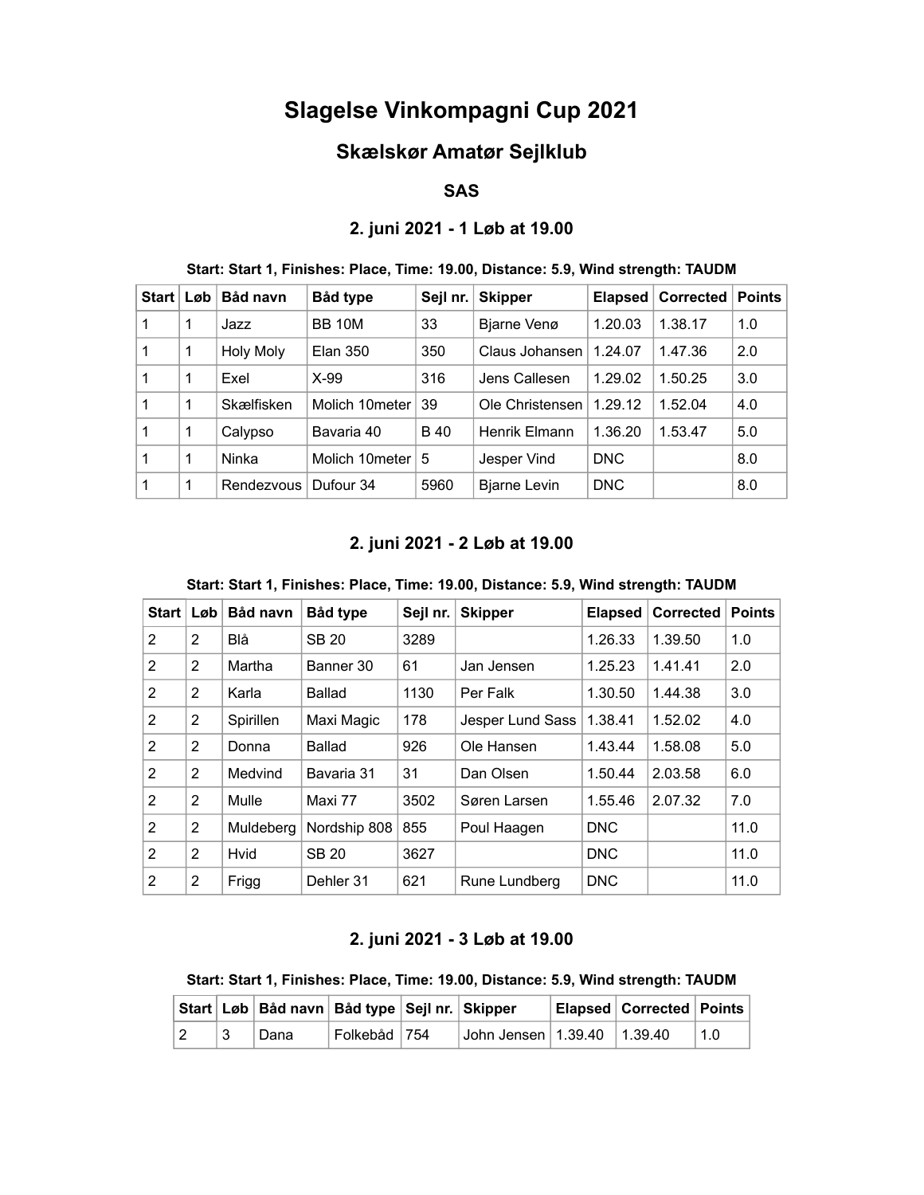# Slagelse Vinkompagni Cup 2021

## Skælskør Amatør Sejlklub

### SAS

### 2. juni 2021 - 1 Løb at 19.00

**Start: Start 1, Finishes: Place, Time: 19.00, Distance: 5.9, Wind strength: TAUDM**

| Start | Løb | Båd navn | Båd type | Sejl nr. | Skipper | Elapsed | Corrected | Points |
|---|---|---|---|---|---|---|---|---|
| 1 | 1 | Jazz | BB 10M | 33 | Bjarne Venø | 1.20.03 | 1.38.17 | 1.0 |
| 1 | 1 | Holy Moly | Elan 350 | 350 | Claus Johansen | 1.24.07 | 1.47.36 | 2.0 |
| 1 | 1 | Exel | X-99 | 316 | Jens Callesen | 1.29.02 | 1.50.25 | 3.0 |
| 1 | 1 | Skælfisken | Molich 10meter | 39 | Ole Christensen | 1.29.12 | 1.52.04 | 4.0 |
| 1 | 1 | Calypso | Bavaria 40 | B 40 | Henrik Elmann | 1.36.20 | 1.53.47 | 5.0 |
| 1 | 1 | Ninka | Molich 10meter | 5 | Jesper Vind | DNC | | 8.0 |
| 1 | 1 | Rendezvous | Dufour 34 | 5960 | Bjarne Levin | DNC | | 8.0 |

### 2. juni 2021 - 2 Løb at 19.00

**Start: Start 1, Finishes: Place, Time: 19.00, Distance: 5.9, Wind strength: TAUDM**

| Start | Løb | Båd navn | Båd type | Sejl nr. | Skipper | Elapsed | Corrected | Points |
|---|---|---|---|---|---|---|---|---|
| 2 | 2 | Blå | SB 20 | 3289 | | 1.26.33 | 1.39.50 | 1.0 |
| 2 | 2 | Martha | Banner 30 | 61 | Jan Jensen | 1.25.23 | 1.41.41 | 2.0 |
| 2 | 2 | Karla | Ballad | 1130 | Per Falk | 1.30.50 | 1.44.38 | 3.0 |
| 2 | 2 | Spirillen | Maxi Magic | 178 | Jesper Lund Sass | 1.38.41 | 1.52.02 | 4.0 |
| 2 | 2 | Donna | Ballad | 926 | Ole Hansen | 1.43.44 | 1.58.08 | 5.0 |
| 2 | 2 | Medvind | Bavaria 31 | 31 | Dan Olsen | 1.50.44 | 2.03.58 | 6.0 |
| 2 | 2 | Mulle | Maxi 77 | 3502 | Søren Larsen | 1.55.46 | 2.07.32 | 7.0 |
| 2 | 2 | Muldeberg | Nordship 808 | 855 | Poul Haagen | DNC | | 11.0 |
| 2 | 2 | Hvid | SB 20 | 3627 | | DNC | | 11.0 |
| 2 | 2 | Frigg | Dehler 31 | 621 | Rune Lundberg | DNC | | 11.0 |

### 2. juni 2021 - 3 Løb at 19.00

**Start: Start 1, Finishes: Place, Time: 19.00, Distance: 5.9, Wind strength: TAUDM**

| Start | Løb | Båd navn | Båd type | Sejl nr. | Skipper | Elapsed | Corrected | Points |
|---|---|---|---|---|---|---|---|---|
| 2 | 3 | Dana | Folkebåd | 754 | John Jensen | 1.39.40 | 1.39.40 | 1.0 |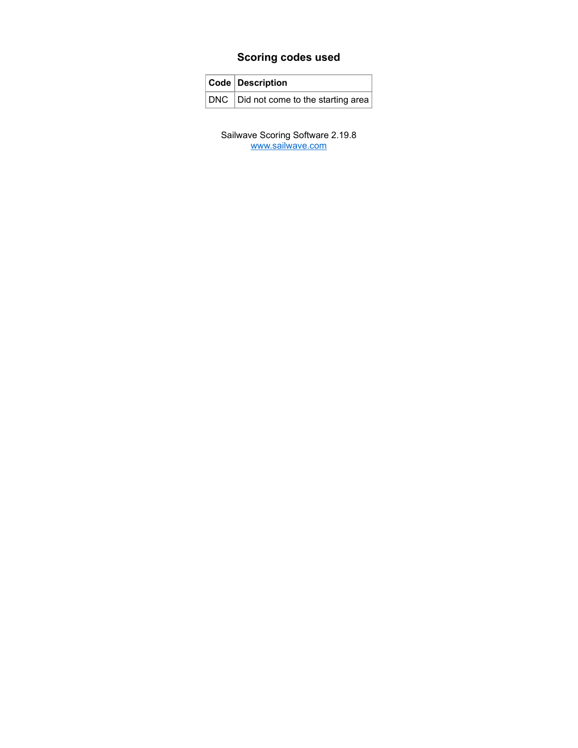### Scoring codes used

| Code | Description |
|---|---|
| DNC | Did not come to the starting area |

Sailwave Scoring Software 2.19.8
[www.sailwave.com](http://www.sailwave.com)